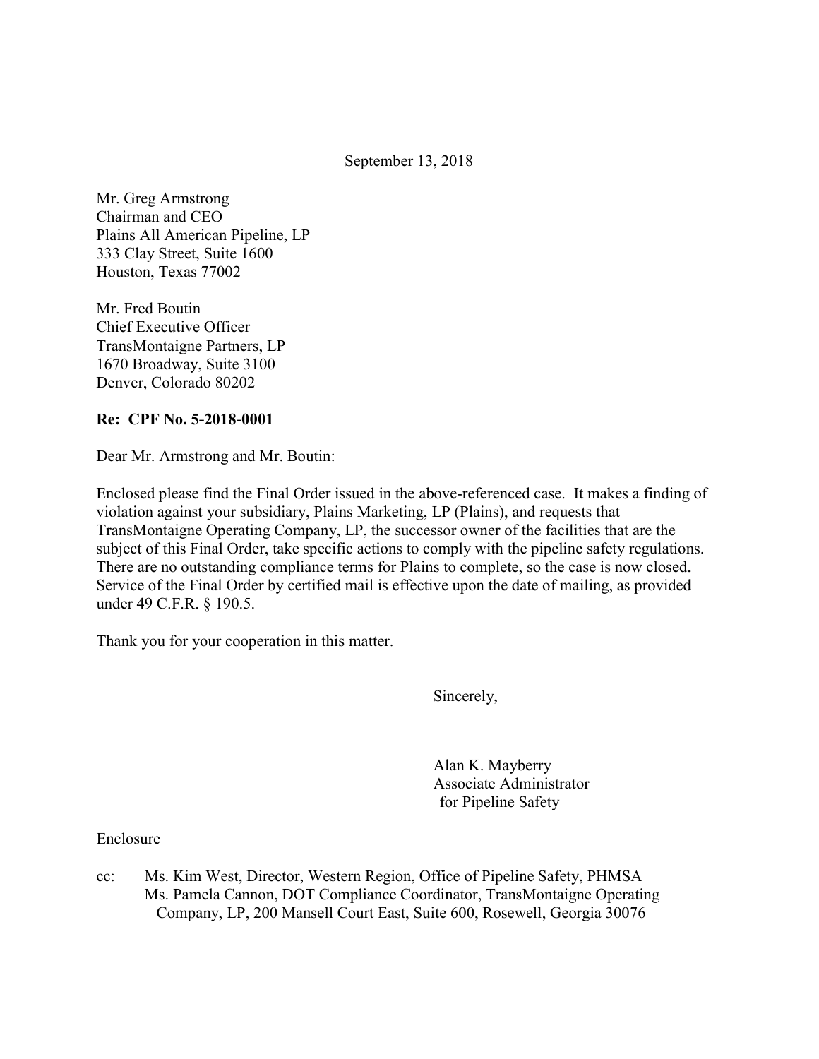September 13, 2018

Mr. Greg Armstrong
Chairman and CEO
Plains All American Pipeline, LP
333 Clay Street, Suite 1600
Houston, Texas 77002

Mr. Fred Boutin
Chief Executive Officer
TransMontaigne Partners, LP
1670 Broadway, Suite 3100
Denver, Colorado 80202

**Re: CPF No. 5-2018-0001**

Dear Mr. Armstrong and Mr. Boutin:

Enclosed please find the Final Order issued in the above-referenced case. It makes a finding of violation against your subsidiary, Plains Marketing, LP (Plains), and requests that TransMontaigne Operating Company, LP, the successor owner of the facilities that are the subject of this Final Order, take specific actions to comply with the pipeline safety regulations. There are no outstanding compliance terms for Plains to complete, so the case is now closed. Service of the Final Order by certified mail is effective upon the date of mailing, as provided under 49 C.F.R. § 190.5.

Thank you for your cooperation in this matter.

Sincerely,

Alan K. Mayberry
Associate Administrator
for Pipeline Safety

Enclosure

cc: Ms. Kim West, Director, Western Region, Office of Pipeline Safety, PHMSA
Ms. Pamela Cannon, DOT Compliance Coordinator, TransMontaigne Operating Company, LP, 200 Mansell Court East, Suite 600, Rosewell, Georgia 30076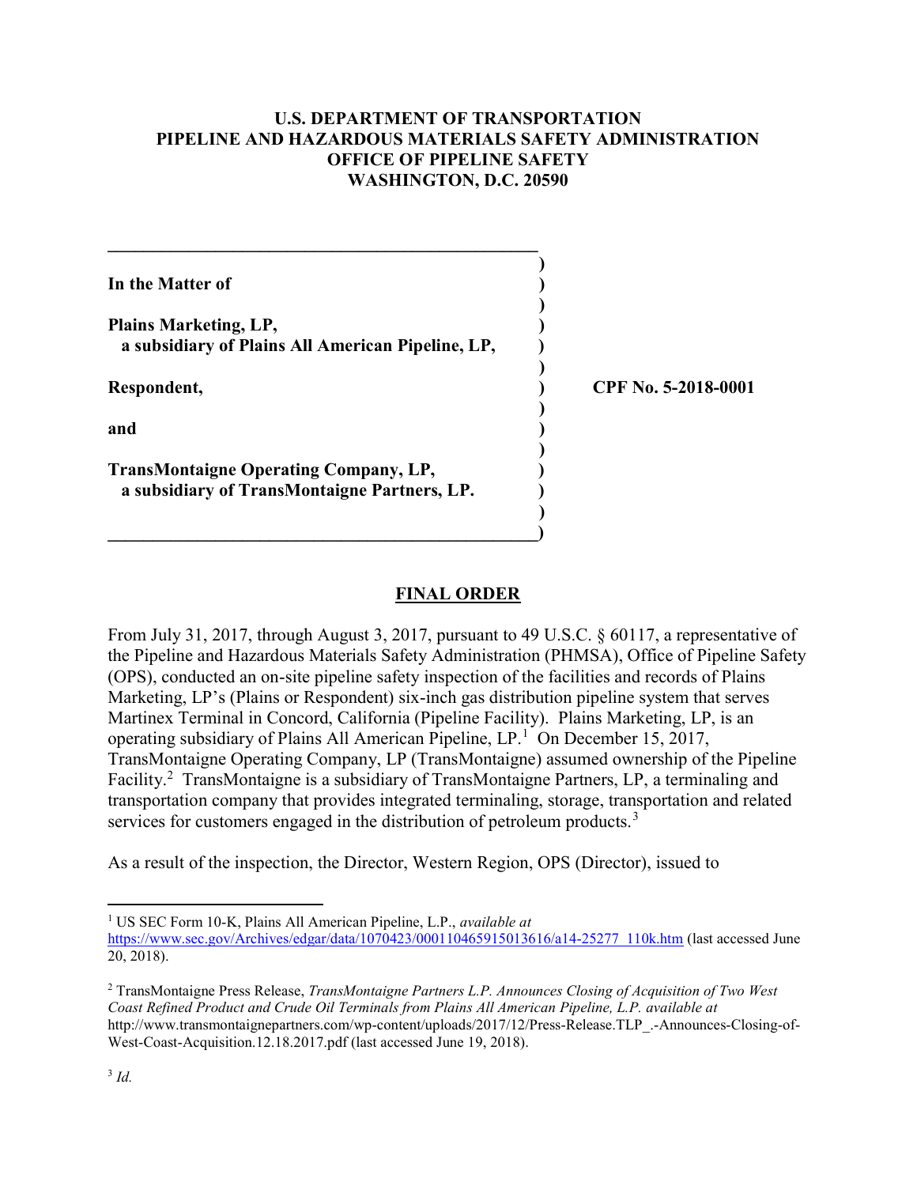**U.S. DEPARTMENT OF TRANSPORTATION**
**PIPELINE AND HAZARDOUS MATERIALS SAFETY ADMINISTRATION**
**OFFICE OF PIPELINE SAFETY**
**WASHINGTON, D.C. 20590**

| | |
|---|---|
| **In the Matter of** | |
| **Plains Marketing, LP,** **a subsidiary of Plains All American Pipeline, LP,** | |
| **Respondent,** | **CPF No. 5-2018-0001** |
| **and** | |
| **TransMontaigne Operating Company, LP,** **a subsidiary of TransMontaigne Partners, LP.** | |

## FINAL ORDER

From July 31, 2017, through August 3, 2017, pursuant to 49 U.S.C. § 60117, a representative of the Pipeline and Hazardous Materials Safety Administration (PHMSA), Office of Pipeline Safety (OPS), conducted an on-site pipeline safety inspection of the facilities and records of Plains Marketing, LP's (Plains or Respondent) six-inch gas distribution pipeline system that serves Martinex Terminal in Concord, California (Pipeline Facility). Plains Marketing, LP, is an operating subsidiary of Plains All American Pipeline, LP.[1] On December 15, 2017, TransMontaigne Operating Company, LP (TransMontaigne) assumed ownership of the Pipeline Facility.[2] TransMontaigne is a subsidiary of TransMontaigne Partners, LP, a terminaling and transportation company that provides integrated terminaling, storage, transportation and related services for customers engaged in the distribution of petroleum products.[3]

As a result of the inspection, the Director, Western Region, OPS (Director), issued to

---

[1] US SEC Form 10-K, Plains All American Pipeline, L.P., *available at* https://www.sec.gov/Archives/edgar/data/1070423/000110465915013616/a14-25277_110k.htm (last accessed June 20, 2018).

[2] TransMontaigne Press Release, *TransMontaigne Partners L.P. Announces Closing of Acquisition of Two West Coast Refined Product and Crude Oil Terminals from Plains All American Pipeline, L.P. available at* http://www.transmontaignepartners.com/wp-content/uploads/2017/12/Press-Release.TLP_.-Announces-Closing-of-West-Coast-Acquisition.12.18.2017.pdf (last accessed June 19, 2018).

[3] *Id.*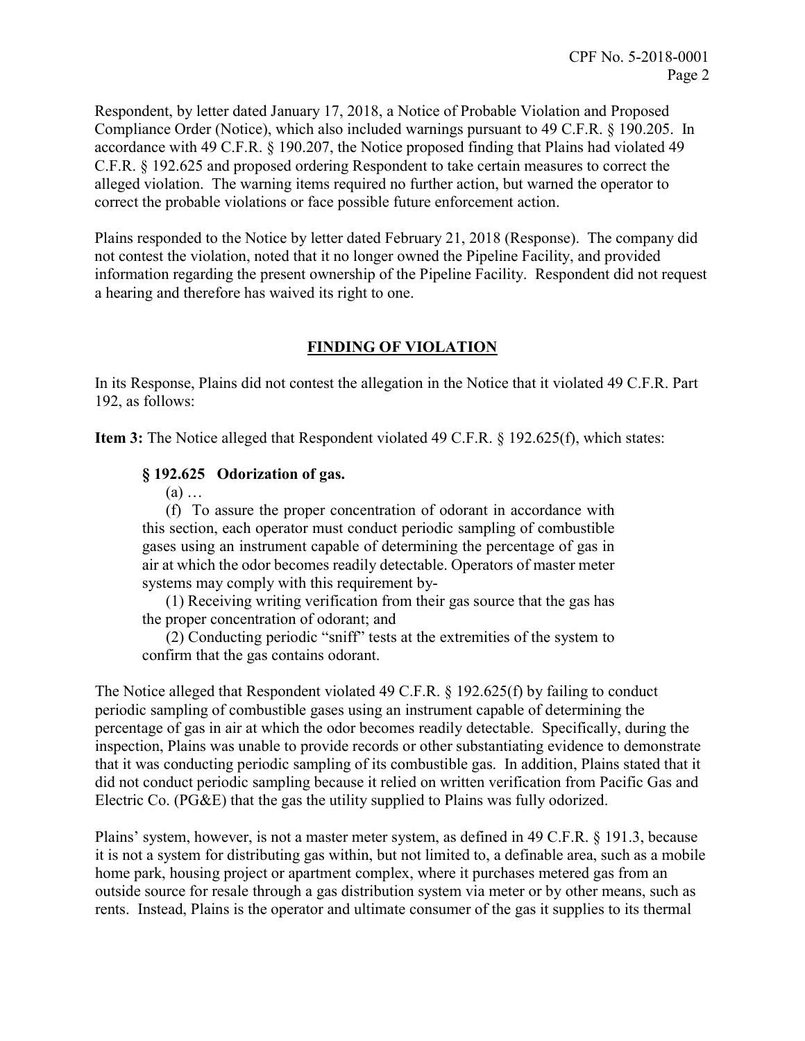Respondent, by letter dated January 17, 2018, a Notice of Probable Violation and Proposed Compliance Order (Notice), which also included warnings pursuant to 49 C.F.R. § 190.205. In accordance with 49 C.F.R. § 190.207, the Notice proposed finding that Plains had violated 49 C.F.R. § 192.625 and proposed ordering Respondent to take certain measures to correct the alleged violation. The warning items required no further action, but warned the operator to correct the probable violations or face possible future enforcement action.

Plains responded to the Notice by letter dated February 21, 2018 (Response). The company did not contest the violation, noted that it no longer owned the Pipeline Facility, and provided information regarding the present ownership of the Pipeline Facility. Respondent did not request a hearing and therefore has waived its right to one.

## FINDING OF VIOLATION

In its Response, Plains did not contest the allegation in the Notice that it violated 49 C.F.R. Part 192, as follows:

**Item 3:** The Notice alleged that Respondent violated 49 C.F.R. § 192.625(f), which states:

> **§ 192.625 Odorization of gas.**
>
> (a) …
>
> (f) To assure the proper concentration of odorant in accordance with this section, each operator must conduct periodic sampling of combustible gases using an instrument capable of determining the percentage of gas in air at which the odor becomes readily detectable. Operators of master meter systems may comply with this requirement by-
>
> (1) Receiving writing verification from their gas source that the gas has the proper concentration of odorant; and
>
> (2) Conducting periodic "sniff" tests at the extremities of the system to confirm that the gas contains odorant.

The Notice alleged that Respondent violated 49 C.F.R. § 192.625(f) by failing to conduct periodic sampling of combustible gases using an instrument capable of determining the percentage of gas in air at which the odor becomes readily detectable. Specifically, during the inspection, Plains was unable to provide records or other substantiating evidence to demonstrate that it was conducting periodic sampling of its combustible gas. In addition, Plains stated that it did not conduct periodic sampling because it relied on written verification from Pacific Gas and Electric Co. (PG&E) that the gas the utility supplied to Plains was fully odorized.

Plains' system, however, is not a master meter system, as defined in 49 C.F.R. § 191.3, because it is not a system for distributing gas within, but not limited to, a definable area, such as a mobile home park, housing project or apartment complex, where it purchases metered gas from an outside source for resale through a gas distribution system via meter or by other means, such as rents. Instead, Plains is the operator and ultimate consumer of the gas it supplies to its thermal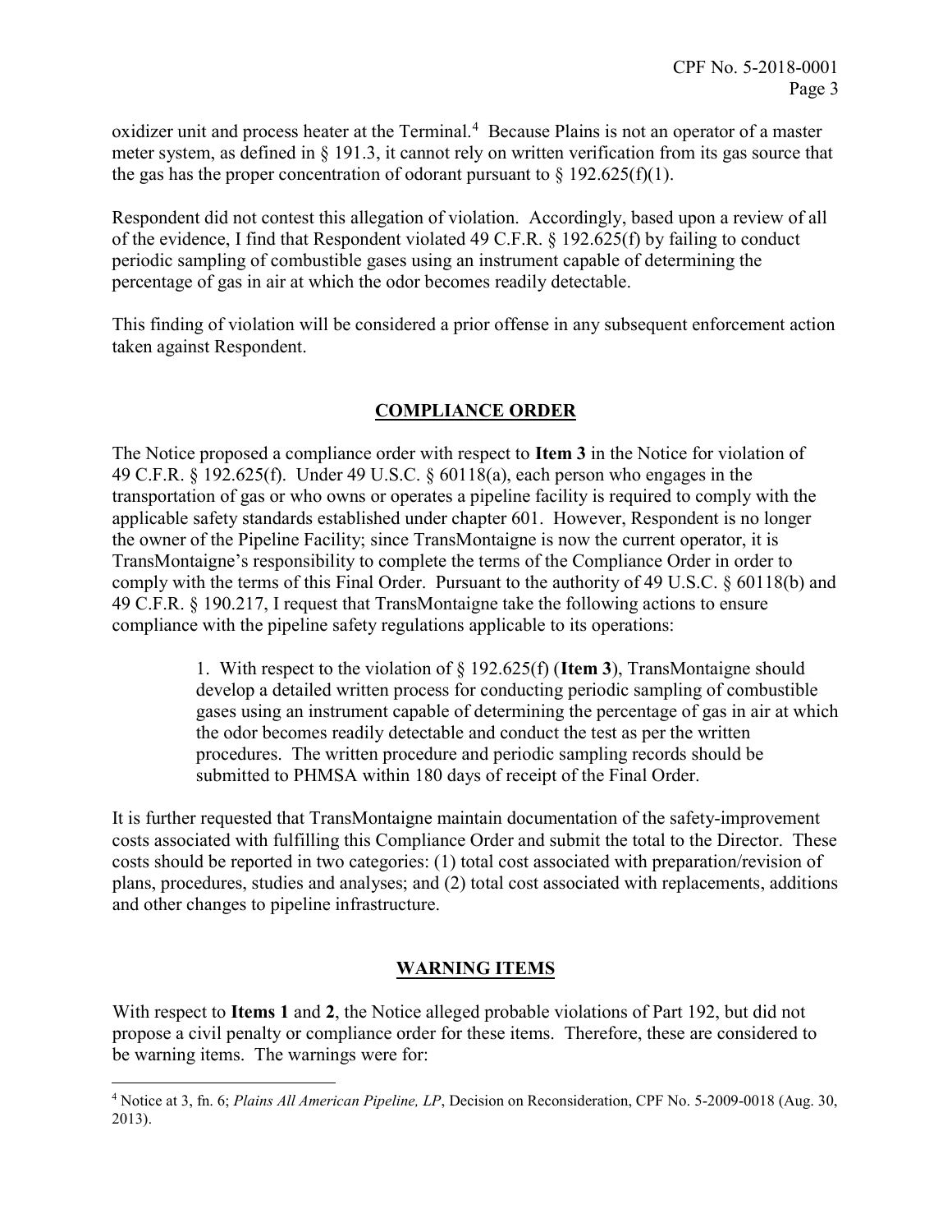oxidizer unit and process heater at the Terminal.[4] Because Plains is not an operator of a master meter system, as defined in § 191.3, it cannot rely on written verification from its gas source that the gas has the proper concentration of odorant pursuant to § 192.625(f)(1).

Respondent did not contest this allegation of violation. Accordingly, based upon a review of all of the evidence, I find that Respondent violated 49 C.F.R. § 192.625(f) by failing to conduct periodic sampling of combustible gases using an instrument capable of determining the percentage of gas in air at which the odor becomes readily detectable.

This finding of violation will be considered a prior offense in any subsequent enforcement action taken against Respondent.

## COMPLIANCE ORDER

The Notice proposed a compliance order with respect to **Item 3** in the Notice for violation of 49 C.F.R. § 192.625(f). Under 49 U.S.C. § 60118(a), each person who engages in the transportation of gas or who owns or operates a pipeline facility is required to comply with the applicable safety standards established under chapter 601. However, Respondent is no longer the owner of the Pipeline Facility; since TransMontaigne is now the current operator, it is TransMontaigne's responsibility to complete the terms of the Compliance Order in order to comply with the terms of this Final Order. Pursuant to the authority of 49 U.S.C. § 60118(b) and 49 C.F.R. § 190.217, I request that TransMontaigne take the following actions to ensure compliance with the pipeline safety regulations applicable to its operations:

> 1. With respect to the violation of § 192.625(f) (**Item 3**), TransMontaigne should develop a detailed written process for conducting periodic sampling of combustible gases using an instrument capable of determining the percentage of gas in air at which the odor becomes readily detectable and conduct the test as per the written procedures. The written procedure and periodic sampling records should be submitted to PHMSA within 180 days of receipt of the Final Order.

It is further requested that TransMontaigne maintain documentation of the safety-improvement costs associated with fulfilling this Compliance Order and submit the total to the Director. These costs should be reported in two categories: (1) total cost associated with preparation/revision of plans, procedures, studies and analyses; and (2) total cost associated with replacements, additions and other changes to pipeline infrastructure.

## WARNING ITEMS

With respect to **Items 1** and **2**, the Notice alleged probable violations of Part 192, but did not propose a civil penalty or compliance order for these items. Therefore, these are considered to be warning items. The warnings were for:

---

[4] Notice at 3, fn. 6; *Plains All American Pipeline, LP*, Decision on Reconsideration, CPF No. 5-2009-0018 (Aug. 30, 2013).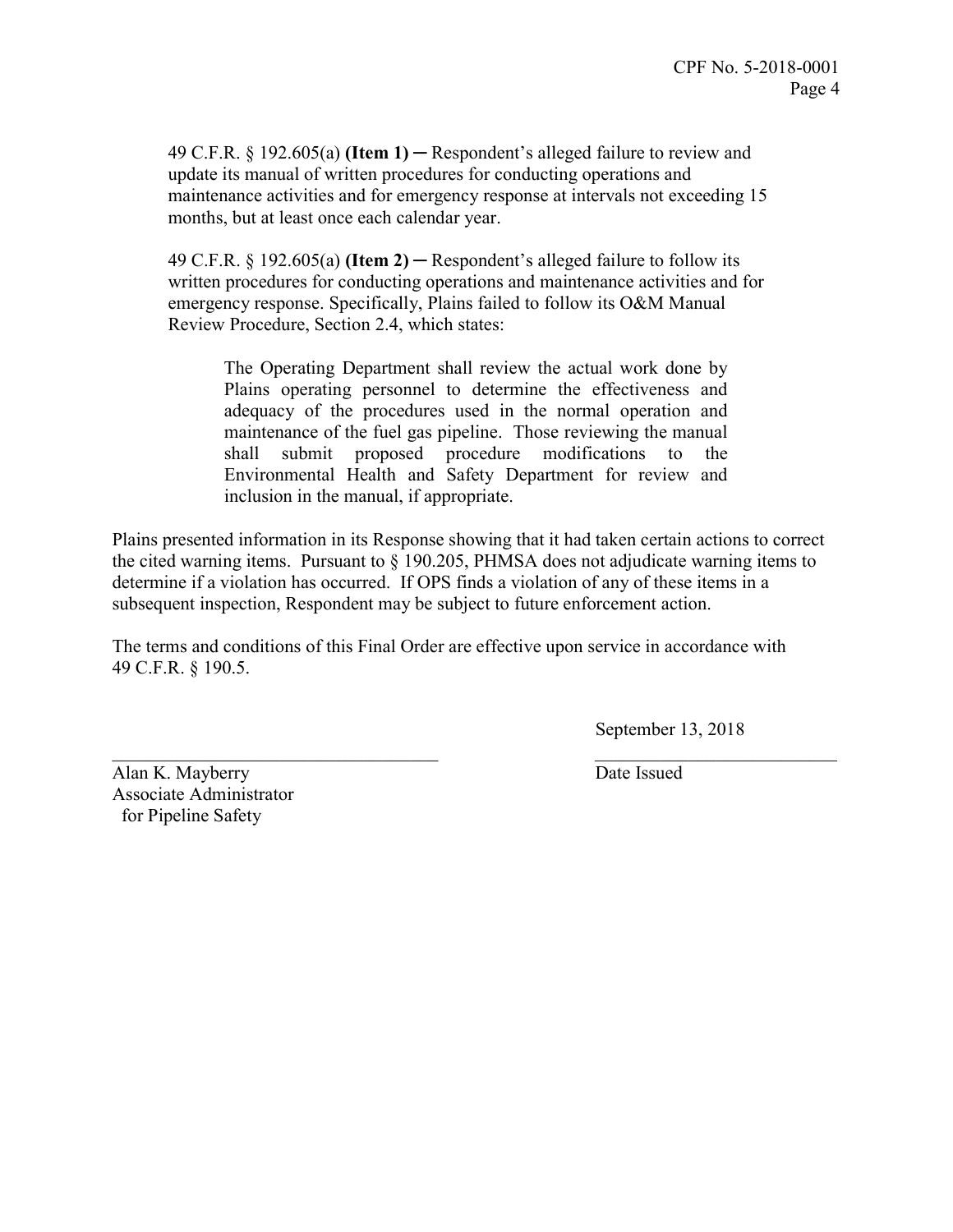49 C.F.R. § 192.605(a) **(Item 1)** ─ Respondent's alleged failure to review and update its manual of written procedures for conducting operations and maintenance activities and for emergency response at intervals not exceeding 15 months, but at least once each calendar year.

49 C.F.R. § 192.605(a) **(Item 2)** ─ Respondent's alleged failure to follow its written procedures for conducting operations and maintenance activities and for emergency response. Specifically, Plains failed to follow its O&M Manual Review Procedure, Section 2.4, which states:

> The Operating Department shall review the actual work done by Plains operating personnel to determine the effectiveness and adequacy of the procedures used in the normal operation and maintenance of the fuel gas pipeline. Those reviewing the manual shall submit proposed procedure modifications to the Environmental Health and Safety Department for review and inclusion in the manual, if appropriate.

Plains presented information in its Response showing that it had taken certain actions to correct the cited warning items. Pursuant to § 190.205, PHMSA does not adjudicate warning items to determine if a violation has occurred. If OPS finds a violation of any of these items in a subsequent inspection, Respondent may be subject to future enforcement action.

The terms and conditions of this Final Order are effective upon service in accordance with 49 C.F.R. § 190.5.

\_\_\_\_\_\_\_\_\_\_\_\_\_\_\_\_\_\_\_\_\_\_\_\_\_\_\_\_\_\_\_\_\_\_\_\_
Alan K. Mayberry
Associate Administrator
for Pipeline Safety

September 13, 2018
\_\_\_\_\_\_\_\_\_\_\_\_\_\_\_\_\_\_\_\_\_\_\_\_\_\_\_
Date Issued